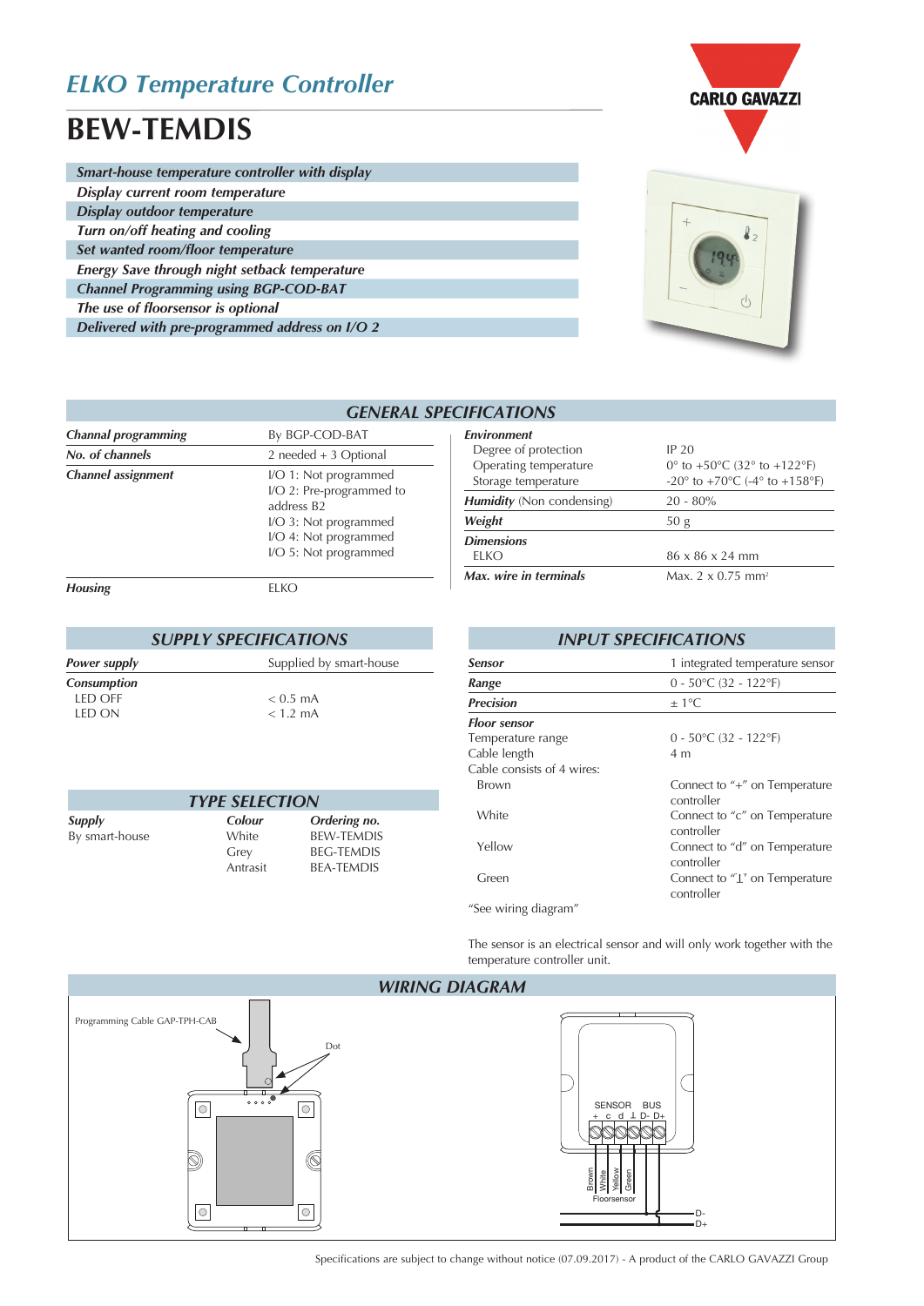*ELKO Temperature Controller*

# BEW-TEMDIS

- *Smart-house temperature controller with display*
- *Display current room temperature*
- *Display outdoor temperature*
- *Turn on/off heating and cooling*
- *Set wanted room/floor temperature*
- *Energy Save through night setback temperature*
- *Channel Programming using BGP-COD-BAT*
- *The use of floorsensor is optional*
- *Delivered with pre-programmed address on I/O 2*

## GENERAL SPECIFICATIONS

| | |
|---|---|
| ***Channal programming*** | By BGP-COD-BAT |
| ***No. of channels*** | 2 needed + 3 Optional |
| ***Channel assignment*** | I/O 1: Not programmed<br>I/O 2: Pre-programmed to address B2<br>I/O 3: Not programmed<br>I/O 4: Not programmed<br>I/O 5: Not programmed |
| ***Housing*** | ELKO |

| | |
|---|---|
| ***Environment*** | |
| Degree of protection | IP 20 |
| Operating temperature | 0° to +50°C (32° to +122°F) |
| Storage temperature | -20° to +70°C (-4° to +158°F) |
| ***Humidity*** (Non condensing) | 20 - 80% |
| ***Weight*** | 50 g |
| ***Dimensions*** | |
| ELKO | 86 x 86 x 24 mm |
| ***Max. wire in terminals*** | Max. 2 x 0.75 mm² |

## SUPPLY SPECIFICATIONS

| | |
|---|---|
| ***Power supply*** | Supplied by smart-house |
| ***Consumption*** | |
| LED OFF | < 0.5 mA |
| LED ON | < 1.2 mA |

## TYPE SELECTION

| ***Supply*** | ***Colour*** | ***Ordering no.*** |
|---|---|---|
| By smart-house | White | BEW-TEMDIS |
| | Grey | BEG-TEMDIS |
| | Antrasit | BEA-TEMDIS |

## INPUT SPECIFICATIONS

| | |
|---|---|
| ***Sensor*** | 1 integrated temperature sensor |
| ***Range*** | 0 - 50°C (32 - 122°F) |
| ***Precision*** | ± 1°C |
| ***Floor sensor*** | |
| Temperature range | 0 - 50°C (32 - 122°F) |
| Cable length | 4 m |
| Cable consists of 4 wires: | |
| Brown | Connect to "+" on Temperature controller |
| White | Connect to "c" on Temperature controller |
| Yellow | Connect to "d" on Temperature controller |
| Green | Connect to "⊥" on Temperature controller |

"See wiring diagram"

The sensor is an electrical sensor and will only work together with the temperature controller unit.

## WIRING DIAGRAM

Programming Cable GAP-TPH-CAB

Dot

SENSOR BUS
+ c d ⊥ D- D+

Brown White Yellow Green
Floorsensor

D-
D+

Specifications are subject to change without notice (07.09.2017) - A product of the CARLO GAVAZZI Group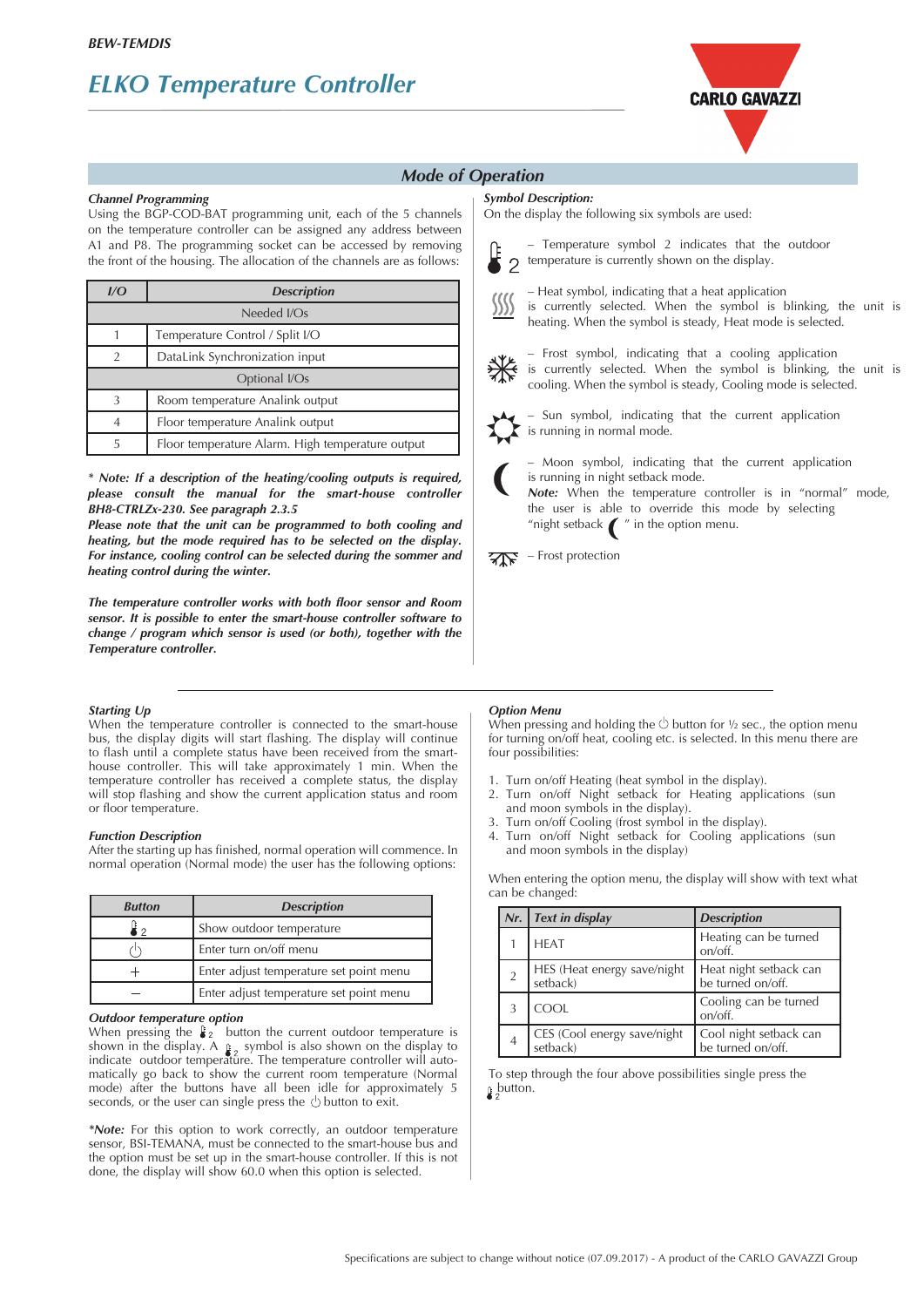## Mode of Operation

*Channel Programming*

Using the BGP-COD-BAT programming unit, each of the 5 channels on the temperature controller can be assigned any address between A1 and P8. The programming socket can be accessed by removing the front of the housing. The allocation of the channels are as follows:

| I/O | Description |
|---|---|
| Needed I/Os | |
| 1 | Temperature Control / Split I/O |
| 2 | DataLink Synchronization input |
| Optional I/Os | |
| 3 | Room temperature Analink output |
| 4 | Floor temperature Analink output |
| 5 | Floor temperature Alarm. High temperature output |

*** Note: If a description of the heating/cooling outputs is required, please consult the manual for the smart-house controller BH8-CTRLZx-230. See paragraph 2.3.5**
***Please note that the unit can be programmed to both cooling and heating, but the mode required has to be selected on the display. For instance, cooling control can be selected during the sommer and heating control during the winter.***

***The temperature controller works with both floor sensor and Room sensor. It is possible to enter the smart-house controller software to change / program which sensor is used (or both), together with the Temperature controller.***

*Symbol Description:*

On the display the following six symbols are used:

– Temperature symbol 2 indicates that the outdoor temperature is currently shown on the display.

– Heat symbol, indicating that a heat application is currently selected. When the symbol is blinking, the unit is heating. When the symbol is steady, Heat mode is selected.

– Frost symbol, indicating that a cooling application is currently selected. When the symbol is blinking, the unit is cooling. When the symbol is steady, Cooling mode is selected.

– Sun symbol, indicating that the current application is running in normal mode.

– Moon symbol, indicating that the current application is running in night setback mode.
***Note:*** When the temperature controller is in "normal" mode, the user is able to override this mode by selecting "night setback ( " in the option menu.

– Frost protection

*Starting Up*

When the temperature controller is connected to the smart-house bus, the display digits will start flashing. The display will continue to flash until a complete status have been received from the smart-house controller. This will take approximately 1 min. When the temperature controller has received a complete status, the display will stop flashing and show the current application status and room or floor temperature.

*Function Description*

After the starting up has finished, normal operation will commence. In normal operation (Normal mode) the user has the following options:

| Button | Description |
|---|---|
| 🌡2 | Show outdoor temperature |
| ⏻ | Enter turn on/off menu |
| + | Enter adjust temperature set point menu |
| – | Enter adjust temperature set point menu |

*Outdoor temperature option*

When pressing the 🌡2 button the current outdoor temperature is shown in the display. A 🌡2 symbol is also shown on the display to indicate outdoor temperature. The temperature controller will automatically go back to show the current room temperature (Normal mode) after the buttons have all been idle for approximately 5 seconds, or the user can single press the ⏻ button to exit.

***Note:** For this option to work correctly, an outdoor temperature sensor, BSI-TEMANA, must be connected to the smart-house bus and the option must be set up in the smart-house controller. If this is not done, the display will show 60.0 when this option is selected.

*Option Menu*

When pressing and holding the ⏻ button for ½ sec., the option menu for turning on/off heat, cooling etc. is selected. In this menu there are four possibilities:

1. Turn on/off Heating (heat symbol in the display).
2. Turn on/off Night setback for Heating applications (sun and moon symbols in the display).
3. Turn on/off Cooling (frost symbol in the display).
4. Turn on/off Night setback for Cooling applications (sun and moon symbols in the display)

When entering the option menu, the display will show with text what can be changed:

| Nr. | Text in display | Description |
|---|---|---|
| 1 | HEAT | Heating can be turned on/off. |
| 2 | HES (Heat energy save/night setback) | Heat night setback can be turned on/off. |
| 3 | COOL | Cooling can be turned on/off. |
| 4 | CES (Cool energy save/night setback) | Cool night setback can be turned on/off. |

To step through the four above possibilities single press the 🌡2 button.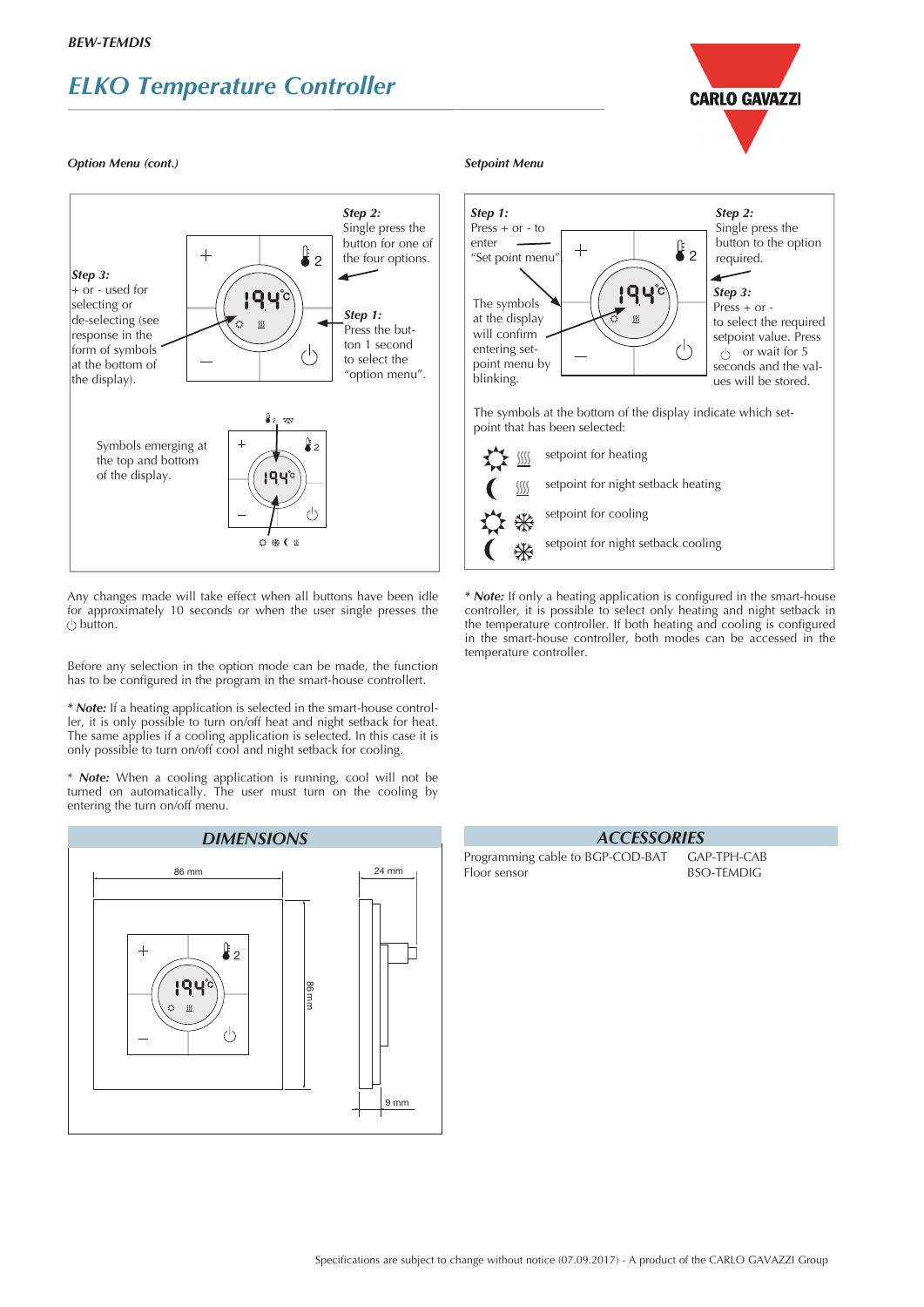## Option Menu (cont.)

**Step 2:** Single press the button for one of the four options.

**Step 3:** + or - used for selecting or de-selecting (see response in the form of symbols at the bottom of the display).

**Step 1:** Press the button 1 second to select the "option menu".

Symbols emerging at the top and bottom of the display.

Any changes made will take effect when all buttons have been idle for approximately 10 seconds or when the user single presses the ⏻ button.

Before any selection in the option mode can be made, the function has to be configured in the program in the smart-house controllert.

* ***Note:*** If a heating application is selected in the smart-house controller, it is only possible to turn on/off heat and night setback for heat. The same applies if a cooling application is selected. In this case it is only possible to turn on/off cool and night setback for cooling.

* ***Note:*** When a cooling application is running, cool will not be turned on automatically. The user must turn on the cooling by entering the turn on/off menu.

## Setpoint Menu

**Step 1:** Press + or - to enter "Set point menu".

The symbols at the display will confirm entering setpoint menu by blinking.

**Step 2:** Single press the button to the option required.

**Step 3:** Press + or - to select the required setpoint value. Press ⏻ or wait for 5 seconds and the values are stored.

The symbols at the bottom of the display indicate which setpoint that has been selected:

- setpoint for heating
- setpoint for night setback heating
- setpoint for cooling
- setpoint for night setback cooling

* ***Note:*** If only a heating application is configured in the smart-house controller, it is possible to select only heating and night setback in the temperature controller. If both heating and cooling is configured in the smart-house controller, both modes can be accessed in the temperature controller.

## DIMENSIONS

86 mm

86 mm

24 mm

9 mm

## ACCESSORIES

| | |
|---|---|
| Programming cable to BGP-COD-BAT | GAP-TPH-CAB |
| Floor sensor | BSO-TEMDIG |